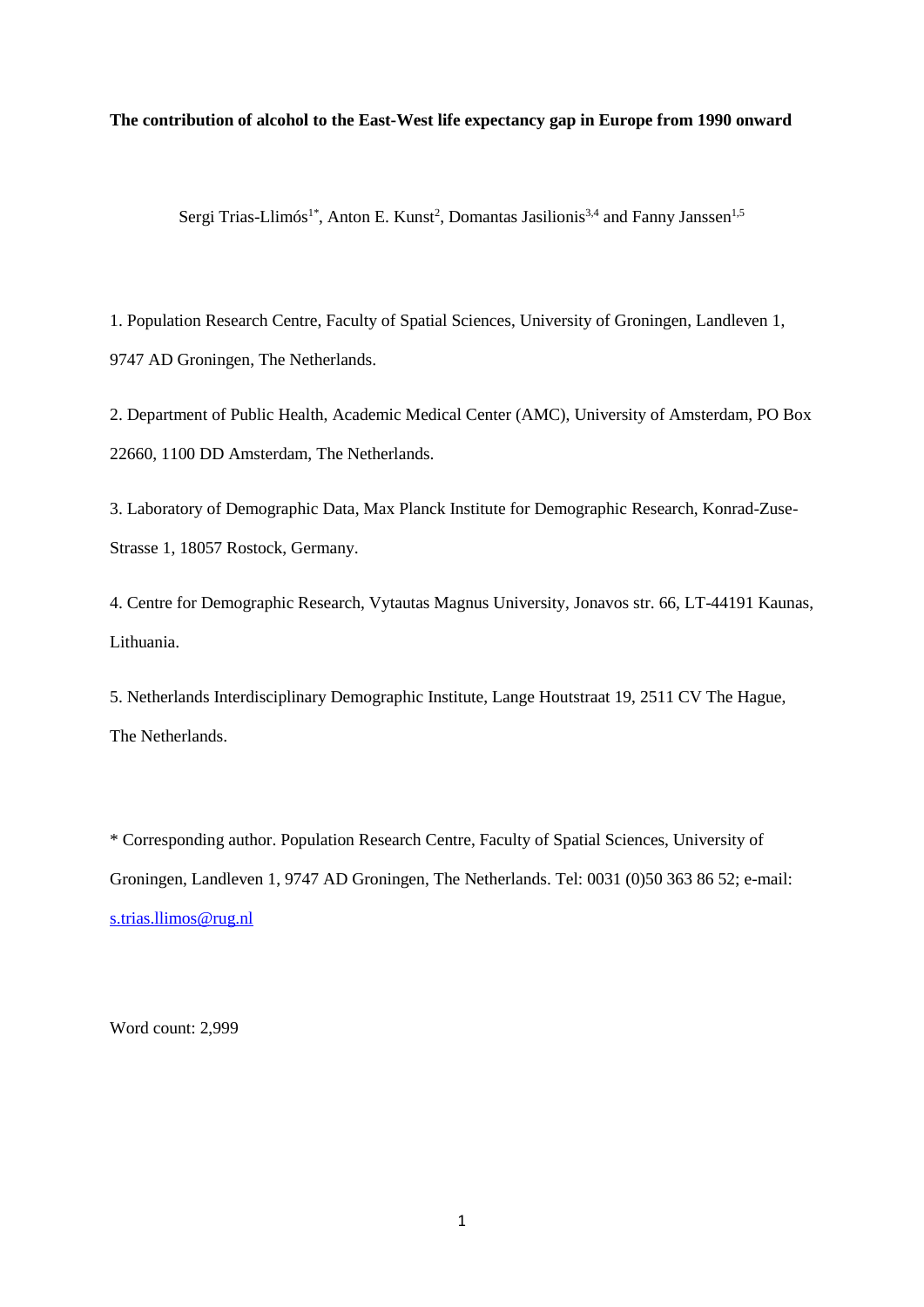**The contribution of alcohol to the East-West life expectancy gap in Europe from 1990 onward**

Sergi Trias-Llimós[1*], Anton E. Kunst[2], Domantas Jasilionis[3,4] and Fanny Janssen[1,5]

1. Population Research Centre, Faculty of Spatial Sciences, University of Groningen, Landleven 1, 9747 AD Groningen, The Netherlands.

2. Department of Public Health, Academic Medical Center (AMC), University of Amsterdam, PO Box 22660, 1100 DD Amsterdam, The Netherlands.

3. Laboratory of Demographic Data, Max Planck Institute for Demographic Research, Konrad-Zuse-Strasse 1, 18057 Rostock, Germany.

4. Centre for Demographic Research, Vytautas Magnus University, Jonavos str. 66, LT-44191 Kaunas, Lithuania.

5. Netherlands Interdisciplinary Demographic Institute, Lange Houtstraat 19, 2511 CV The Hague, The Netherlands.

\* Corresponding author. Population Research Centre, Faculty of Spatial Sciences, University of Groningen, Landleven 1, 9747 AD Groningen, The Netherlands. Tel: 0031 (0)50 363 86 52; e-mail: s.trias.llimos@rug.nl

Word count: 2,999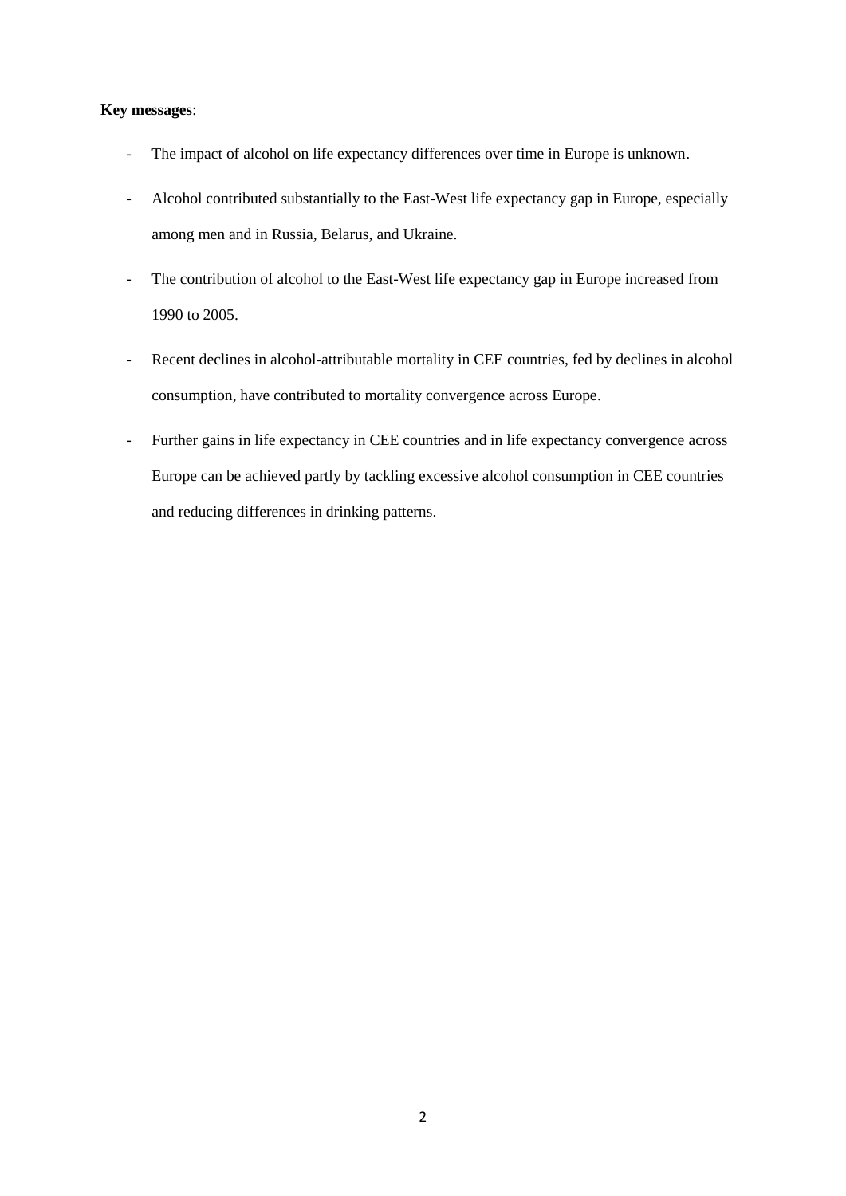**Key messages**:

- The impact of alcohol on life expectancy differences over time in Europe is unknown.
- Alcohol contributed substantially to the East-West life expectancy gap in Europe, especially among men and in Russia, Belarus, and Ukraine.
- The contribution of alcohol to the East-West life expectancy gap in Europe increased from 1990 to 2005.
- Recent declines in alcohol-attributable mortality in CEE countries, fed by declines in alcohol consumption, have contributed to mortality convergence across Europe.
- Further gains in life expectancy in CEE countries and in life expectancy convergence across Europe can be achieved partly by tackling excessive alcohol consumption in CEE countries and reducing differences in drinking patterns.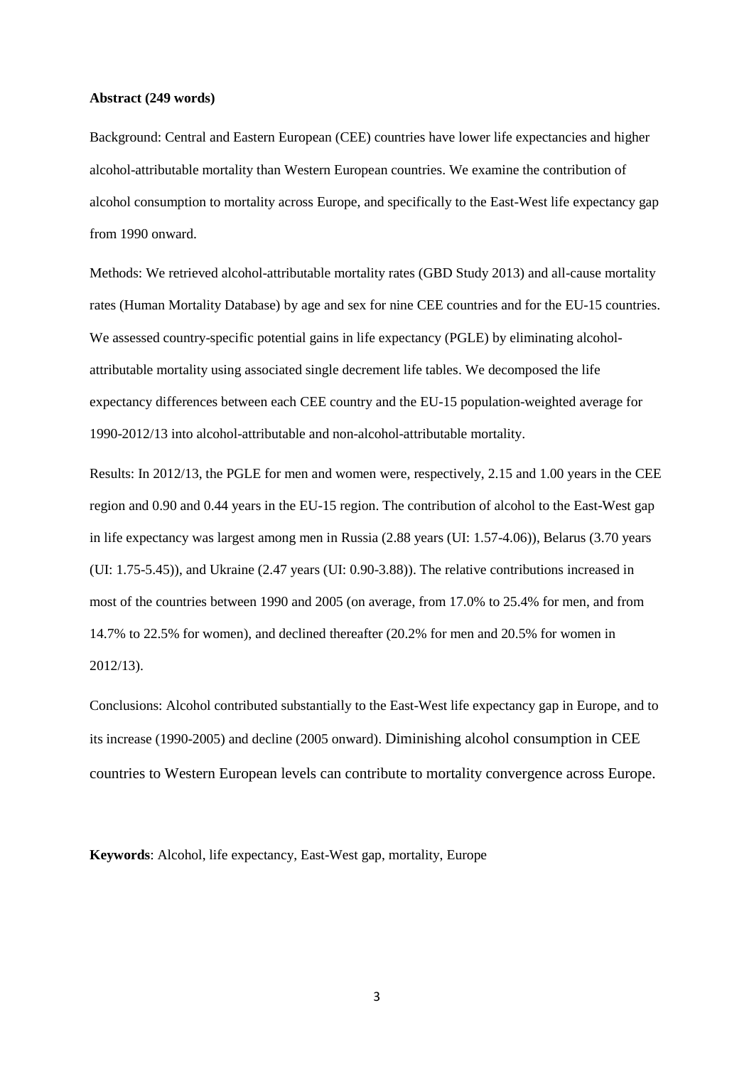**Abstract (249 words)**

Background: Central and Eastern European (CEE) countries have lower life expectancies and higher alcohol-attributable mortality than Western European countries. We examine the contribution of alcohol consumption to mortality across Europe, and specifically to the East-West life expectancy gap from 1990 onward.

Methods: We retrieved alcohol-attributable mortality rates (GBD Study 2013) and all-cause mortality rates (Human Mortality Database) by age and sex for nine CEE countries and for the EU-15 countries. We assessed country-specific potential gains in life expectancy (PGLE) by eliminating alcohol-attributable mortality using associated single decrement life tables. We decomposed the life expectancy differences between each CEE country and the EU-15 population-weighted average for 1990-2012/13 into alcohol-attributable and non-alcohol-attributable mortality.

Results: In 2012/13, the PGLE for men and women were, respectively, 2.15 and 1.00 years in the CEE region and 0.90 and 0.44 years in the EU-15 region. The contribution of alcohol to the East-West gap in life expectancy was largest among men in Russia (2.88 years (UI: 1.57-4.06)), Belarus (3.70 years (UI: 1.75-5.45)), and Ukraine (2.47 years (UI: 0.90-3.88)). The relative contributions increased in most of the countries between 1990 and 2005 (on average, from 17.0% to 25.4% for men, and from 14.7% to 22.5% for women), and declined thereafter (20.2% for men and 20.5% for women in 2012/13).

Conclusions: Alcohol contributed substantially to the East-West life expectancy gap in Europe, and to its increase (1990-2005) and decline (2005 onward). Diminishing alcohol consumption in CEE countries to Western European levels can contribute to mortality convergence across Europe.

**Keywords**: Alcohol, life expectancy, East-West gap, mortality, Europe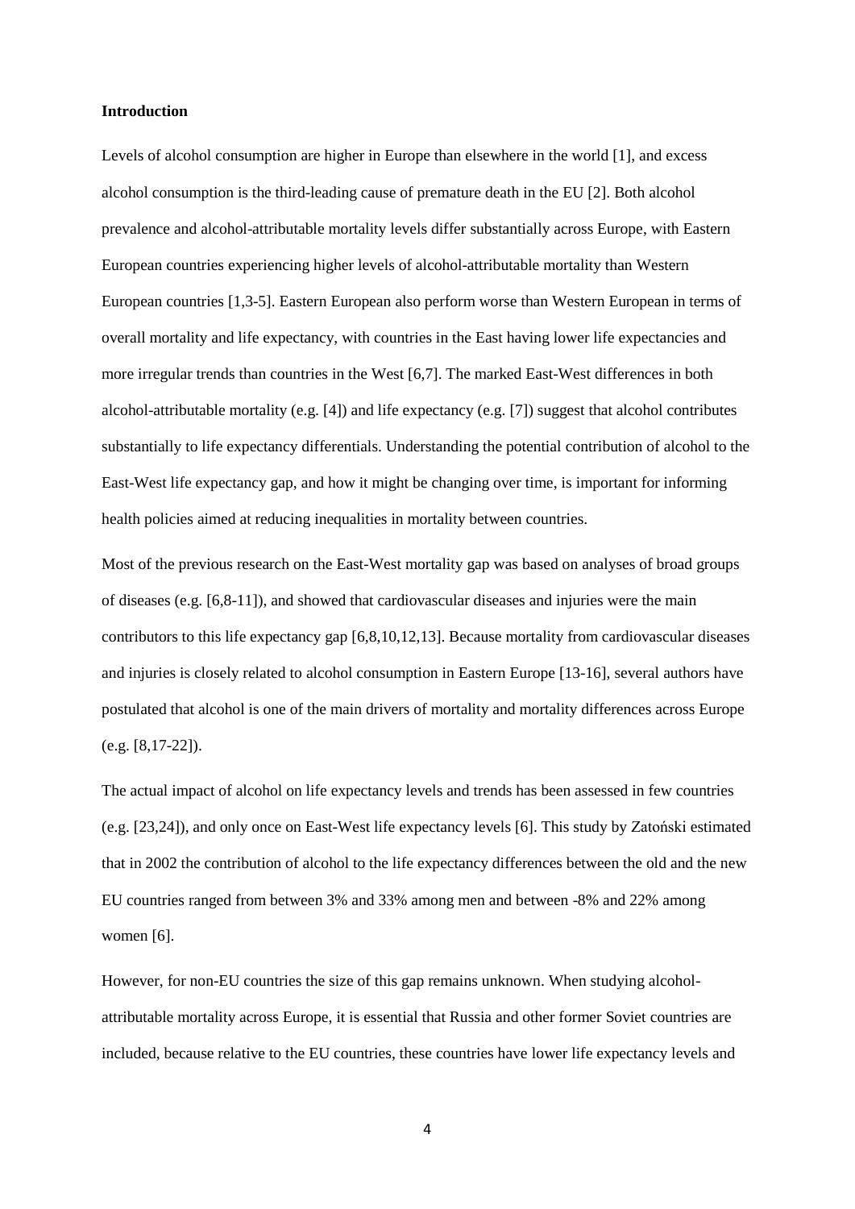## Introduction

Levels of alcohol consumption are higher in Europe than elsewhere in the world [1], and excess alcohol consumption is the third-leading cause of premature death in the EU [2]. Both alcohol prevalence and alcohol-attributable mortality levels differ substantially across Europe, with Eastern European countries experiencing higher levels of alcohol-attributable mortality than Western European countries [1,3-5]. Eastern European also perform worse than Western European in terms of overall mortality and life expectancy, with countries in the East having lower life expectancies and more irregular trends than countries in the West [6,7]. The marked East-West differences in both alcohol-attributable mortality (e.g. [4]) and life expectancy (e.g. [7]) suggest that alcohol contributes substantially to life expectancy differentials. Understanding the potential contribution of alcohol to the East-West life expectancy gap, and how it might be changing over time, is important for informing health policies aimed at reducing inequalities in mortality between countries.

Most of the previous research on the East-West mortality gap was based on analyses of broad groups of diseases (e.g. [6,8-11]), and showed that cardiovascular diseases and injuries were the main contributors to this life expectancy gap [6,8,10,12,13]. Because mortality from cardiovascular diseases and injuries is closely related to alcohol consumption in Eastern Europe [13-16], several authors have postulated that alcohol is one of the main drivers of mortality and mortality differences across Europe (e.g. [8,17-22]).

The actual impact of alcohol on life expectancy levels and trends has been assessed in few countries (e.g. [23,24]), and only once on East-West life expectancy levels [6]. This study by Zatoński estimated that in 2002 the contribution of alcohol to the life expectancy differences between the old and the new EU countries ranged from between 3% and 33% among men and between -8% and 22% among women [6].

However, for non-EU countries the size of this gap remains unknown. When studying alcohol-attributable mortality across Europe, it is essential that Russia and other former Soviet countries are included, because relative to the EU countries, these countries have lower life expectancy levels and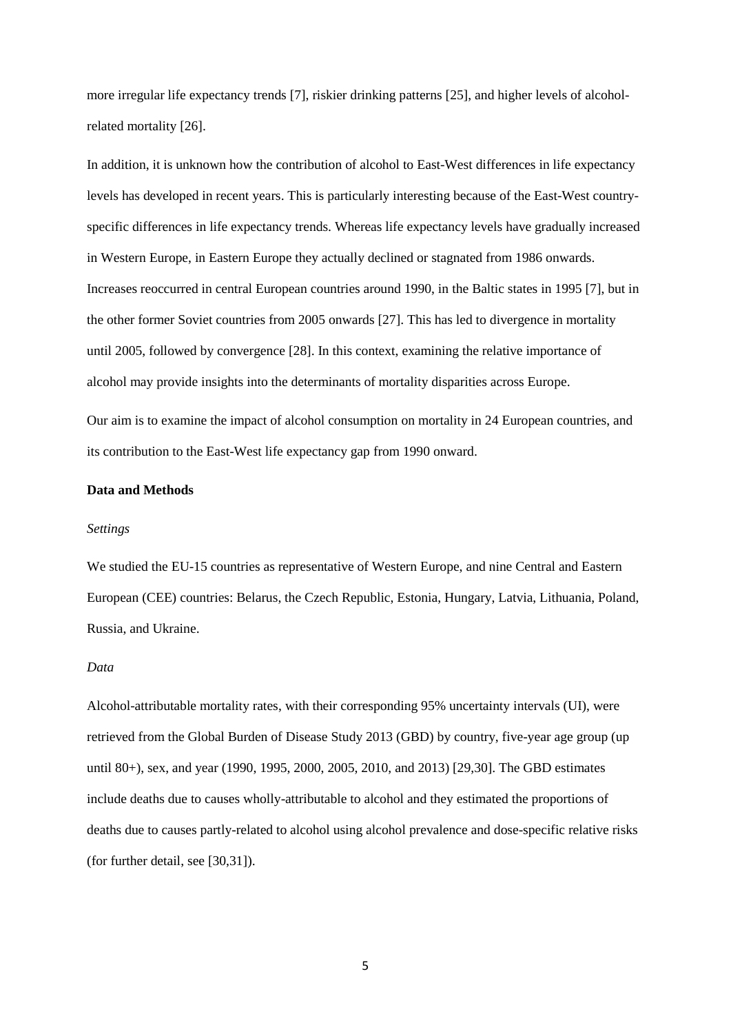more irregular life expectancy trends [7], riskier drinking patterns [25], and higher levels of alcohol-related mortality [26].

In addition, it is unknown how the contribution of alcohol to East-West differences in life expectancy levels has developed in recent years. This is particularly interesting because of the East-West country-specific differences in life expectancy trends. Whereas life expectancy levels have gradually increased in Western Europe, in Eastern Europe they actually declined or stagnated from 1986 onwards. Increases reoccurred in central European countries around 1990, in the Baltic states in 1995 [7], but in the other former Soviet countries from 2005 onwards [27]. This has led to divergence in mortality until 2005, followed by convergence [28]. In this context, examining the relative importance of alcohol may provide insights into the determinants of mortality disparities across Europe.

Our aim is to examine the impact of alcohol consumption on mortality in 24 European countries, and its contribution to the East-West life expectancy gap from 1990 onward.

**Data and Methods**

*Settings*

We studied the EU-15 countries as representative of Western Europe, and nine Central and Eastern European (CEE) countries: Belarus, the Czech Republic, Estonia, Hungary, Latvia, Lithuania, Poland, Russia, and Ukraine.

*Data*

Alcohol-attributable mortality rates, with their corresponding 95% uncertainty intervals (UI), were retrieved from the Global Burden of Disease Study 2013 (GBD) by country, five-year age group (up until 80+), sex, and year (1990, 1995, 2000, 2005, 2010, and 2013) [29,30]. The GBD estimates include deaths due to causes wholly-attributable to alcohol and they estimated the proportions of deaths due to causes partly-related to alcohol using alcohol prevalence and dose-specific relative risks (for further detail, see [30,31]).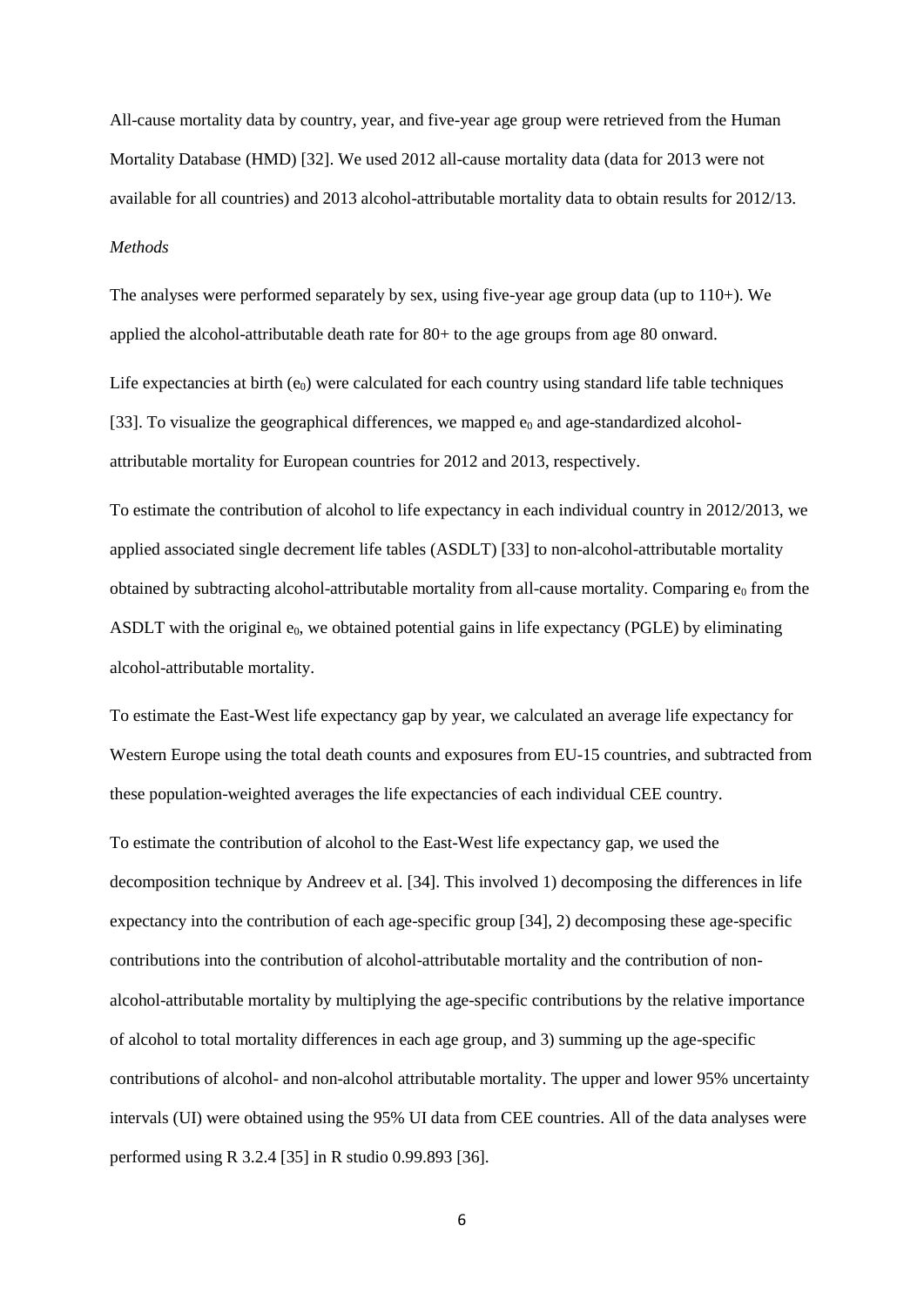All-cause mortality data by country, year, and five-year age group were retrieved from the Human Mortality Database (HMD) [32]. We used 2012 all-cause mortality data (data for 2013 were not available for all countries) and 2013 alcohol-attributable mortality data to obtain results for 2012/13.

*Methods*

The analyses were performed separately by sex, using five-year age group data (up to 110+). We applied the alcohol-attributable death rate for 80+ to the age groups from age 80 onward.

Life expectancies at birth ($e_0$) were calculated for each country using standard life table techniques [33]. To visualize the geographical differences, we mapped $e_0$ and age-standardized alcohol-attributable mortality for European countries for 2012 and 2013, respectively.

To estimate the contribution of alcohol to life expectancy in each individual country in 2012/2013, we applied associated single decrement life tables (ASDLT) [33] to non-alcohol-attributable mortality obtained by subtracting alcohol-attributable mortality from all-cause mortality. Comparing $e_0$ from the ASDLT with the original $e_0$, we obtained potential gains in life expectancy (PGLE) by eliminating alcohol-attributable mortality.

To estimate the East-West life expectancy gap by year, we calculated an average life expectancy for Western Europe using the total death counts and exposures from EU-15 countries, and subtracted from these population-weighted averages the life expectancies of each individual CEE country.

To estimate the contribution of alcohol to the East-West life expectancy gap, we used the decomposition technique by Andreev et al. [34]. This involved 1) decomposing the differences in life expectancy into the contribution of each age-specific group [34], 2) decomposing these age-specific contributions into the contribution of alcohol-attributable mortality and the contribution of non-alcohol-attributable mortality by multiplying the age-specific contributions by the relative importance of alcohol to total mortality differences in each age group, and 3) summing up the age-specific contributions of alcohol- and non-alcohol attributable mortality. The upper and lower 95% uncertainty intervals (UI) were obtained using the 95% UI data from CEE countries. All of the data analyses were performed using R 3.2.4 [35] in R studio 0.99.893 [36].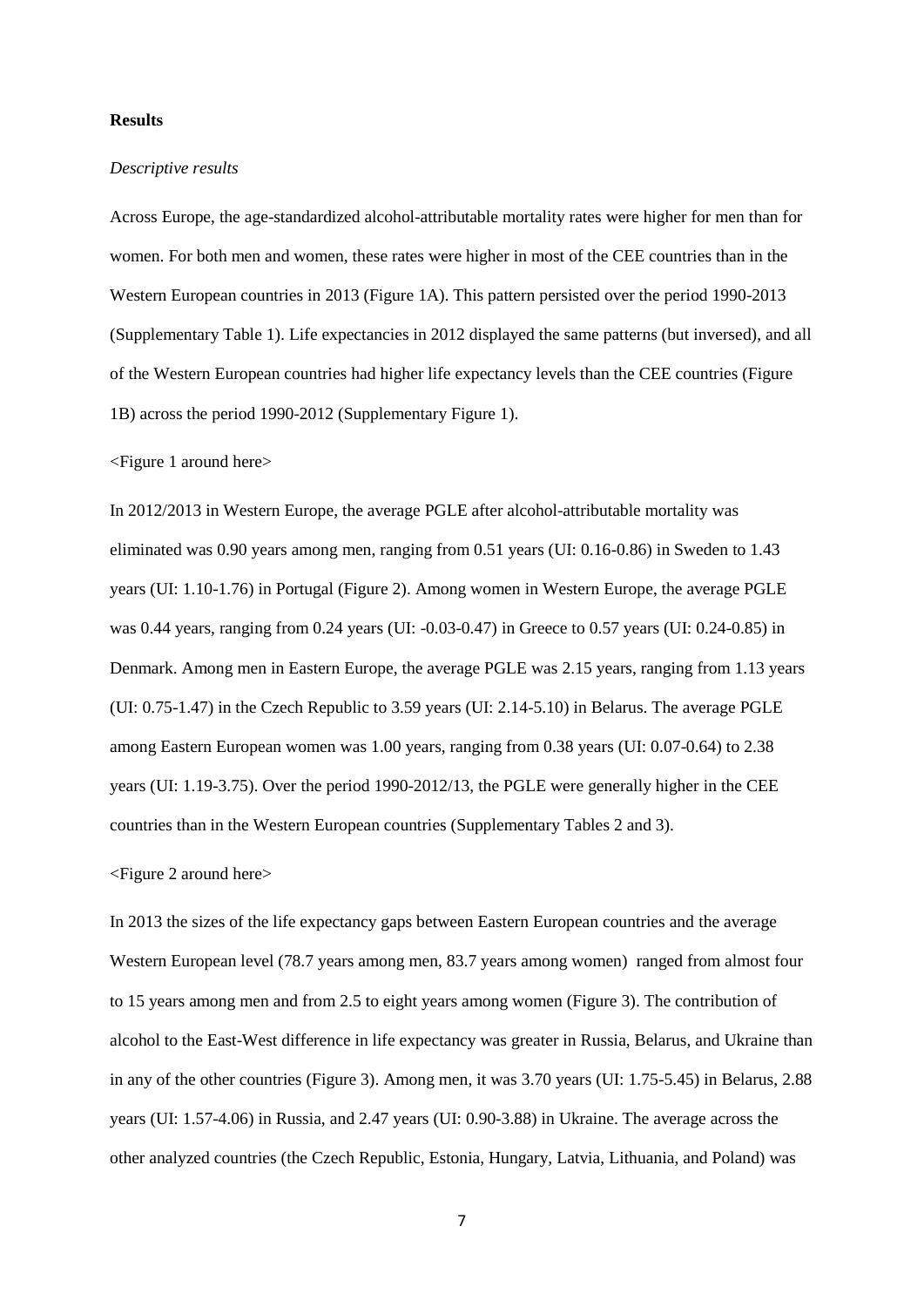**Results**

*Descriptive results*

Across Europe, the age-standardized alcohol-attributable mortality rates were higher for men than for women. For both men and women, these rates were higher in most of the CEE countries than in the Western European countries in 2013 (Figure 1A). This pattern persisted over the period 1990-2013 (Supplementary Table 1). Life expectancies in 2012 displayed the same patterns (but inversed), and all of the Western European countries had higher life expectancy levels than the CEE countries (Figure 1B) across the period 1990-2012 (Supplementary Figure 1).

<Figure 1 around here>

In 2012/2013 in Western Europe, the average PGLE after alcohol-attributable mortality was eliminated was 0.90 years among men, ranging from 0.51 years (UI: 0.16-0.86) in Sweden to 1.43 years (UI: 1.10-1.76) in Portugal (Figure 2). Among women in Western Europe, the average PGLE was 0.44 years, ranging from 0.24 years (UI: -0.03-0.47) in Greece to 0.57 years (UI: 0.24-0.85) in Denmark. Among men in Eastern Europe, the average PGLE was 2.15 years, ranging from 1.13 years (UI: 0.75-1.47) in the Czech Republic to 3.59 years (UI: 2.14-5.10) in Belarus. The average PGLE among Eastern European women was 1.00 years, ranging from 0.38 years (UI: 0.07-0.64) to 2.38 years (UI: 1.19-3.75). Over the period 1990-2012/13, the PGLE were generally higher in the CEE countries than in the Western European countries (Supplementary Tables 2 and 3).

<Figure 2 around here>

In 2013 the sizes of the life expectancy gaps between Eastern European countries and the average Western European level (78.7 years among men, 83.7 years among women) ranged from almost four to 15 years among men and from 2.5 to eight years among women (Figure 3). The contribution of alcohol to the East-West difference in life expectancy was greater in Russia, Belarus, and Ukraine than in any of the other countries (Figure 3). Among men, it was 3.70 years (UI: 1.75-5.45) in Belarus, 2.88 years (UI: 1.57-4.06) in Russia, and 2.47 years (UI: 0.90-3.88) in Ukraine. The average across the other analyzed countries (the Czech Republic, Estonia, Hungary, Latvia, Lithuania, and Poland) was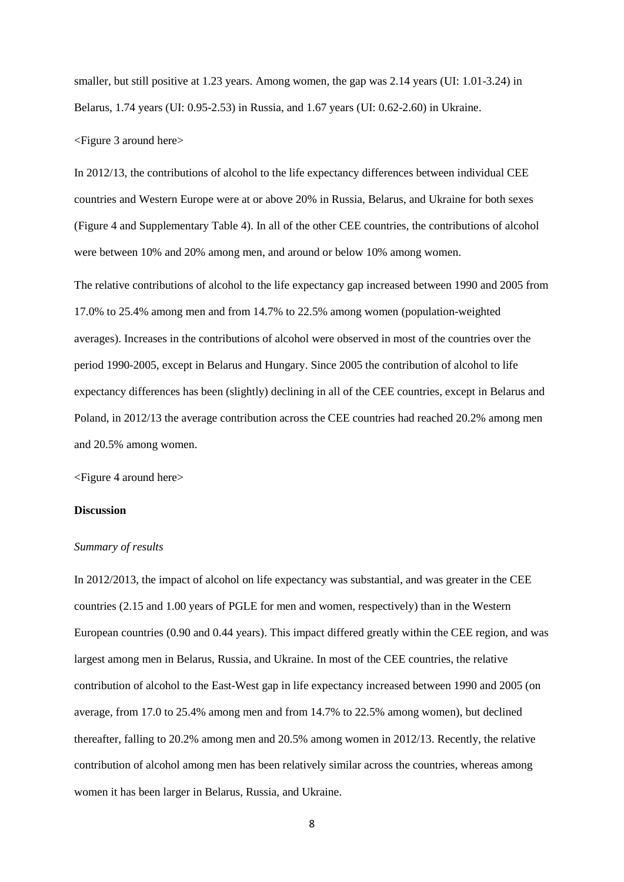smaller, but still positive at 1.23 years. Among women, the gap was 2.14 years (UI: 1.01-3.24) in Belarus, 1.74 years (UI: 0.95-2.53) in Russia, and 1.67 years (UI: 0.62-2.60) in Ukraine.

<Figure 3 around here>

In 2012/13, the contributions of alcohol to the life expectancy differences between individual CEE countries and Western Europe were at or above 20% in Russia, Belarus, and Ukraine for both sexes (Figure 4 and Supplementary Table 4). In all of the other CEE countries, the contributions of alcohol were between 10% and 20% among men, and around or below 10% among women.

The relative contributions of alcohol to the life expectancy gap increased between 1990 and 2005 from 17.0% to 25.4% among men and from 14.7% to 22.5% among women (population-weighted averages). Increases in the contributions of alcohol were observed in most of the countries over the period 1990-2005, except in Belarus and Hungary. Since 2005 the contribution of alcohol to life expectancy differences has been (slightly) declining in all of the CEE countries, except in Belarus and Poland, in 2012/13 the average contribution across the CEE countries had reached 20.2% among men and 20.5% among women.

<Figure 4 around here>

## Discussion

### *Summary of results*

In 2012/2013, the impact of alcohol on life expectancy was substantial, and was greater in the CEE countries (2.15 and 1.00 years of PGLE for men and women, respectively) than in the Western European countries (0.90 and 0.44 years). This impact differed greatly within the CEE region, and was largest among men in Belarus, Russia, and Ukraine. In most of the CEE countries, the relative contribution of alcohol to the East-West gap in life expectancy increased between 1990 and 2005 (on average, from 17.0 to 25.4% among men and from 14.7% to 22.5% among women), but declined thereafter, falling to 20.2% among men and 20.5% among women in 2012/13. Recently, the relative contribution of alcohol among men has been relatively similar across the countries, whereas among women it has been larger in Belarus, Russia, and Ukraine.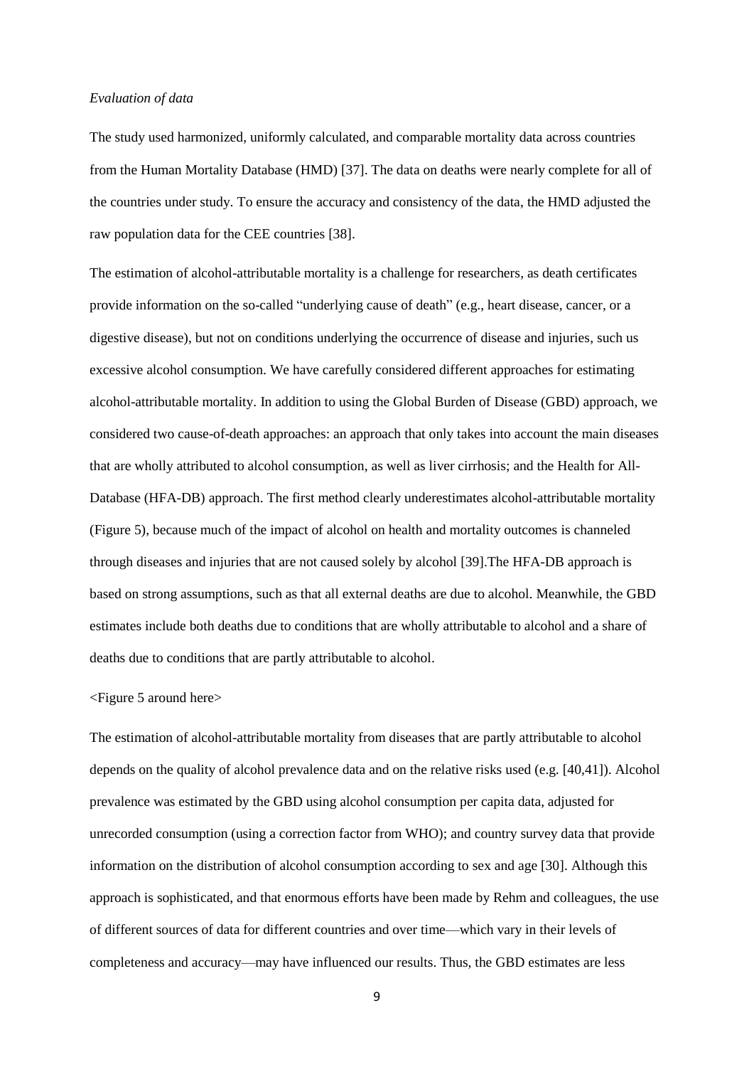*Evaluation of data*

The study used harmonized, uniformly calculated, and comparable mortality data across countries from the Human Mortality Database (HMD) [37]. The data on deaths were nearly complete for all of the countries under study. To ensure the accuracy and consistency of the data, the HMD adjusted the raw population data for the CEE countries [38].

The estimation of alcohol-attributable mortality is a challenge for researchers, as death certificates provide information on the so-called "underlying cause of death" (e.g., heart disease, cancer, or a digestive disease), but not on conditions underlying the occurrence of disease and injuries, such us excessive alcohol consumption. We have carefully considered different approaches for estimating alcohol-attributable mortality. In addition to using the Global Burden of Disease (GBD) approach, we considered two cause-of-death approaches: an approach that only takes into account the main diseases that are wholly attributed to alcohol consumption, as well as liver cirrhosis; and the Health for All-Database (HFA-DB) approach. The first method clearly underestimates alcohol-attributable mortality (Figure 5), because much of the impact of alcohol on health and mortality outcomes is channeled through diseases and injuries that are not caused solely by alcohol [39].The HFA-DB approach is based on strong assumptions, such as that all external deaths are due to alcohol. Meanwhile, the GBD estimates include both deaths due to conditions that are wholly attributable to alcohol and a share of deaths due to conditions that are partly attributable to alcohol.

<Figure 5 around here>

The estimation of alcohol-attributable mortality from diseases that are partly attributable to alcohol depends on the quality of alcohol prevalence data and on the relative risks used (e.g. [40,41]). Alcohol prevalence was estimated by the GBD using alcohol consumption per capita data, adjusted for unrecorded consumption (using a correction factor from WHO); and country survey data that provide information on the distribution of alcohol consumption according to sex and age [30]. Although this approach is sophisticated, and that enormous efforts have been made by Rehm and colleagues, the use of different sources of data for different countries and over time—which vary in their levels of completeness and accuracy—may have influenced our results. Thus, the GBD estimates are less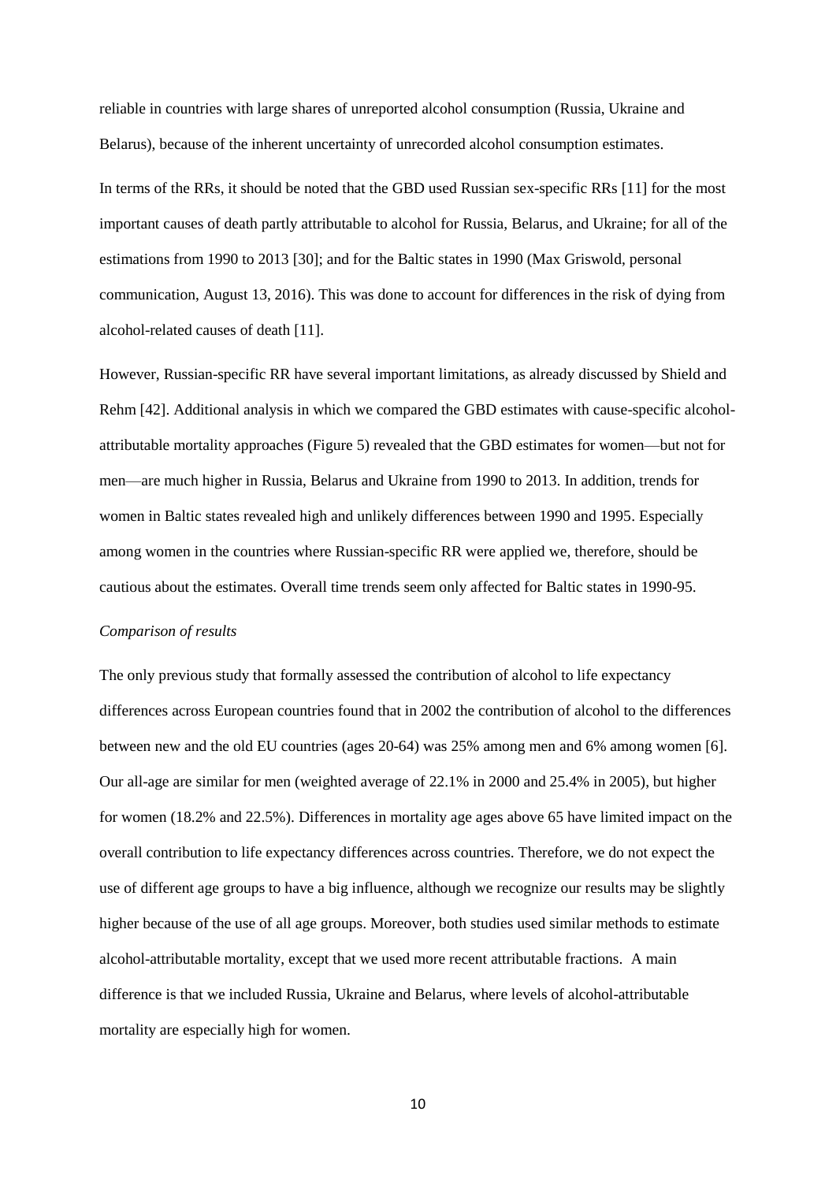reliable in countries with large shares of unreported alcohol consumption (Russia, Ukraine and Belarus), because of the inherent uncertainty of unrecorded alcohol consumption estimates.

In terms of the RRs, it should be noted that the GBD used Russian sex-specific RRs [11] for the most important causes of death partly attributable to alcohol for Russia, Belarus, and Ukraine; for all of the estimations from 1990 to 2013 [30]; and for the Baltic states in 1990 (Max Griswold, personal communication, August 13, 2016). This was done to account for differences in the risk of dying from alcohol-related causes of death [11].

However, Russian-specific RR have several important limitations, as already discussed by Shield and Rehm [42]. Additional analysis in which we compared the GBD estimates with cause-specific alcohol-attributable mortality approaches (Figure 5) revealed that the GBD estimates for women—but not for men—are much higher in Russia, Belarus and Ukraine from 1990 to 2013. In addition, trends for women in Baltic states revealed high and unlikely differences between 1990 and 1995. Especially among women in the countries where Russian-specific RR were applied we, therefore, should be cautious about the estimates. Overall time trends seem only affected for Baltic states in 1990-95.

*Comparison of results*

The only previous study that formally assessed the contribution of alcohol to life expectancy differences across European countries found that in 2002 the contribution of alcohol to the differences between new and the old EU countries (ages 20-64) was 25% among men and 6% among women [6]. Our all-age are similar for men (weighted average of 22.1% in 2000 and 25.4% in 2005), but higher for women (18.2% and 22.5%). Differences in mortality age ages above 65 have limited impact on the overall contribution to life expectancy differences across countries. Therefore, we do not expect the use of different age groups to have a big influence, although we recognize our results may be slightly higher because of the use of all age groups. Moreover, both studies used similar methods to estimate alcohol-attributable mortality, except that we used more recent attributable fractions. A main difference is that we included Russia, Ukraine and Belarus, where levels of alcohol-attributable mortality are especially high for women.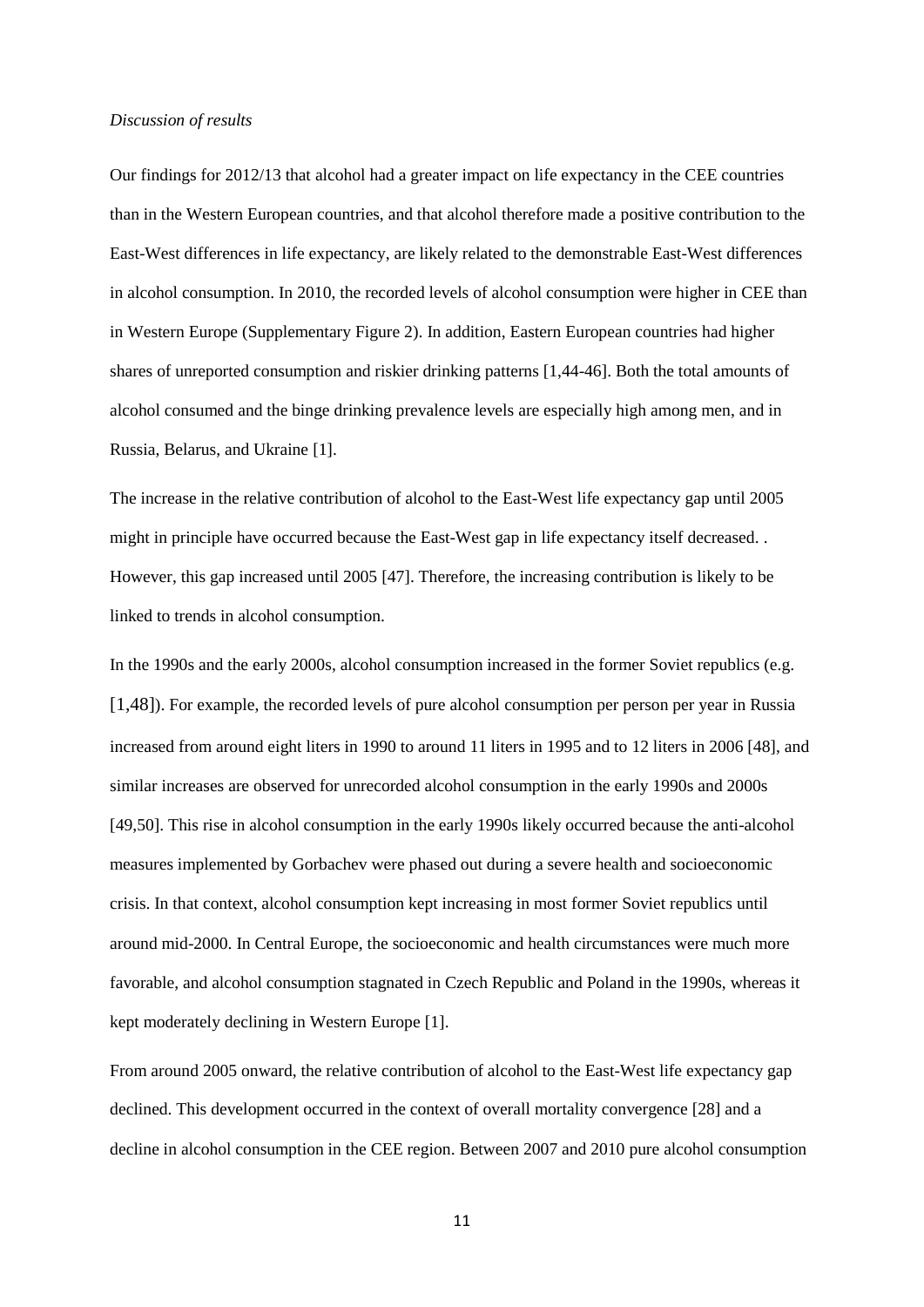*Discussion of results*

Our findings for 2012/13 that alcohol had a greater impact on life expectancy in the CEE countries than in the Western European countries, and that alcohol therefore made a positive contribution to the East-West differences in life expectancy, are likely related to the demonstrable East-West differences in alcohol consumption. In 2010, the recorded levels of alcohol consumption were higher in CEE than in Western Europe (Supplementary Figure 2). In addition, Eastern European countries had higher shares of unreported consumption and riskier drinking patterns [1,44-46]. Both the total amounts of alcohol consumed and the binge drinking prevalence levels are especially high among men, and in Russia, Belarus, and Ukraine [1].

The increase in the relative contribution of alcohol to the East-West life expectancy gap until 2005 might in principle have occurred because the East-West gap in life expectancy itself decreased. . However, this gap increased until 2005 [47]. Therefore, the increasing contribution is likely to be linked to trends in alcohol consumption.

In the 1990s and the early 2000s, alcohol consumption increased in the former Soviet republics (e.g. [1,48]). For example, the recorded levels of pure alcohol consumption per person per year in Russia increased from around eight liters in 1990 to around 11 liters in 1995 and to 12 liters in 2006 [48], and similar increases are observed for unrecorded alcohol consumption in the early 1990s and 2000s [49,50]. This rise in alcohol consumption in the early 1990s likely occurred because the anti-alcohol measures implemented by Gorbachev were phased out during a severe health and socioeconomic crisis. In that context, alcohol consumption kept increasing in most former Soviet republics until around mid-2000. In Central Europe, the socioeconomic and health circumstances were much more favorable, and alcohol consumption stagnated in Czech Republic and Poland in the 1990s, whereas it kept moderately declining in Western Europe [1].

From around 2005 onward, the relative contribution of alcohol to the East-West life expectancy gap declined. This development occurred in the context of overall mortality convergence [28] and a decline in alcohol consumption in the CEE region. Between 2007 and 2010 pure alcohol consumption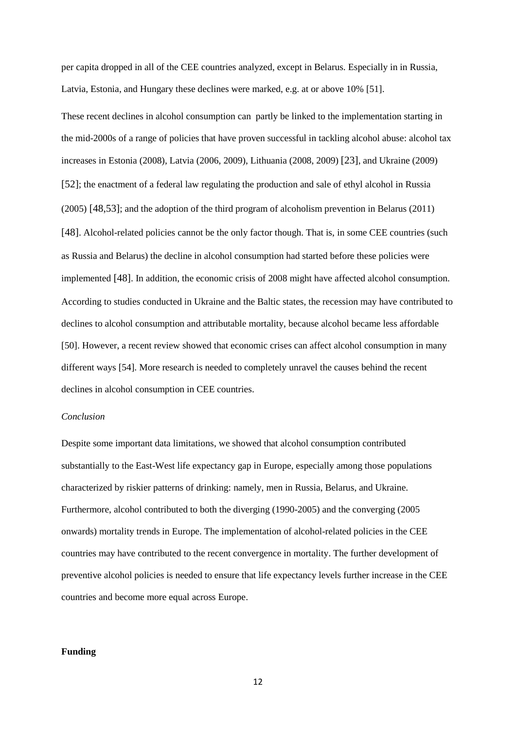per capita dropped in all of the CEE countries analyzed, except in Belarus. Especially in in Russia, Latvia, Estonia, and Hungary these declines were marked, e.g. at or above 10% [51].

These recent declines in alcohol consumption can  partly be linked to the implementation starting in the mid-2000s of a range of policies that have proven successful in tackling alcohol abuse: alcohol tax increases in Estonia (2008), Latvia (2006, 2009), Lithuania (2008, 2009) [23], and Ukraine (2009) [52]; the enactment of a federal law regulating the production and sale of ethyl alcohol in Russia (2005) [48,53]; and the adoption of the third program of alcoholism prevention in Belarus (2011) [48]. Alcohol-related policies cannot be the only factor though. That is, in some CEE countries (such as Russia and Belarus) the decline in alcohol consumption had started before these policies were implemented [48]. In addition, the economic crisis of 2008 might have affected alcohol consumption. According to studies conducted in Ukraine and the Baltic states, the recession may have contributed to declines to alcohol consumption and attributable mortality, because alcohol became less affordable [50]. However, a recent review showed that economic crises can affect alcohol consumption in many different ways [54]. More research is needed to completely unravel the causes behind the recent declines in alcohol consumption in CEE countries.

*Conclusion*

Despite some important data limitations, we showed that alcohol consumption contributed substantially to the East-West life expectancy gap in Europe, especially among those populations characterized by riskier patterns of drinking: namely, men in Russia, Belarus, and Ukraine. Furthermore, alcohol contributed to both the diverging (1990-2005) and the converging (2005 onwards) mortality trends in Europe. The implementation of alcohol-related policies in the CEE countries may have contributed to the recent convergence in mortality. The further development of preventive alcohol policies is needed to ensure that life expectancy levels further increase in the CEE countries and become more equal across Europe.

**Funding**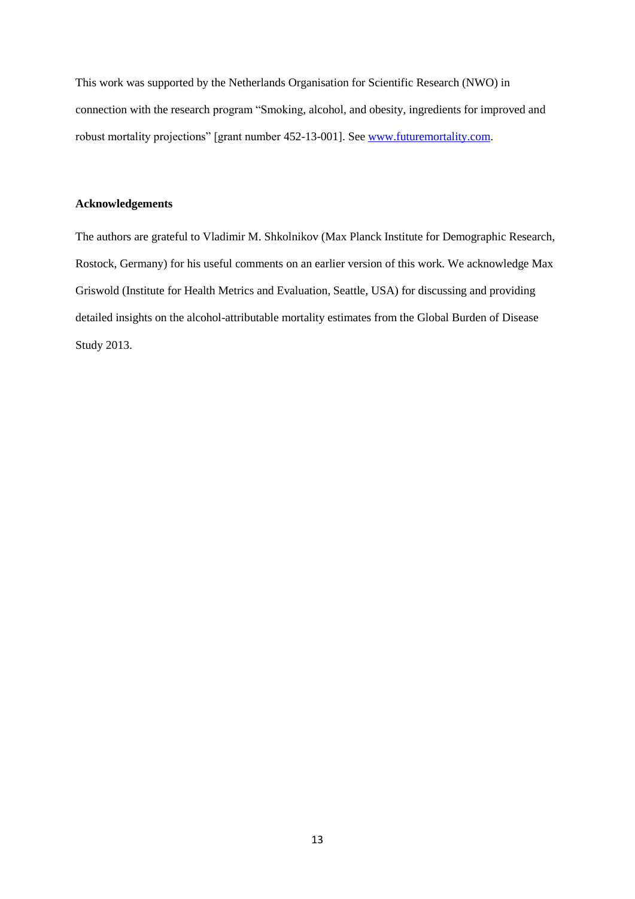This work was supported by the Netherlands Organisation for Scientific Research (NWO) in connection with the research program "Smoking, alcohol, and obesity, ingredients for improved and robust mortality projections" [grant number 452-13-001]. See www.futuremortality.com.

**Acknowledgements**

The authors are grateful to Vladimir M. Shkolnikov (Max Planck Institute for Demographic Research, Rostock, Germany) for his useful comments on an earlier version of this work. We acknowledge Max Griswold (Institute for Health Metrics and Evaluation, Seattle, USA) for discussing and providing detailed insights on the alcohol-attributable mortality estimates from the Global Burden of Disease Study 2013.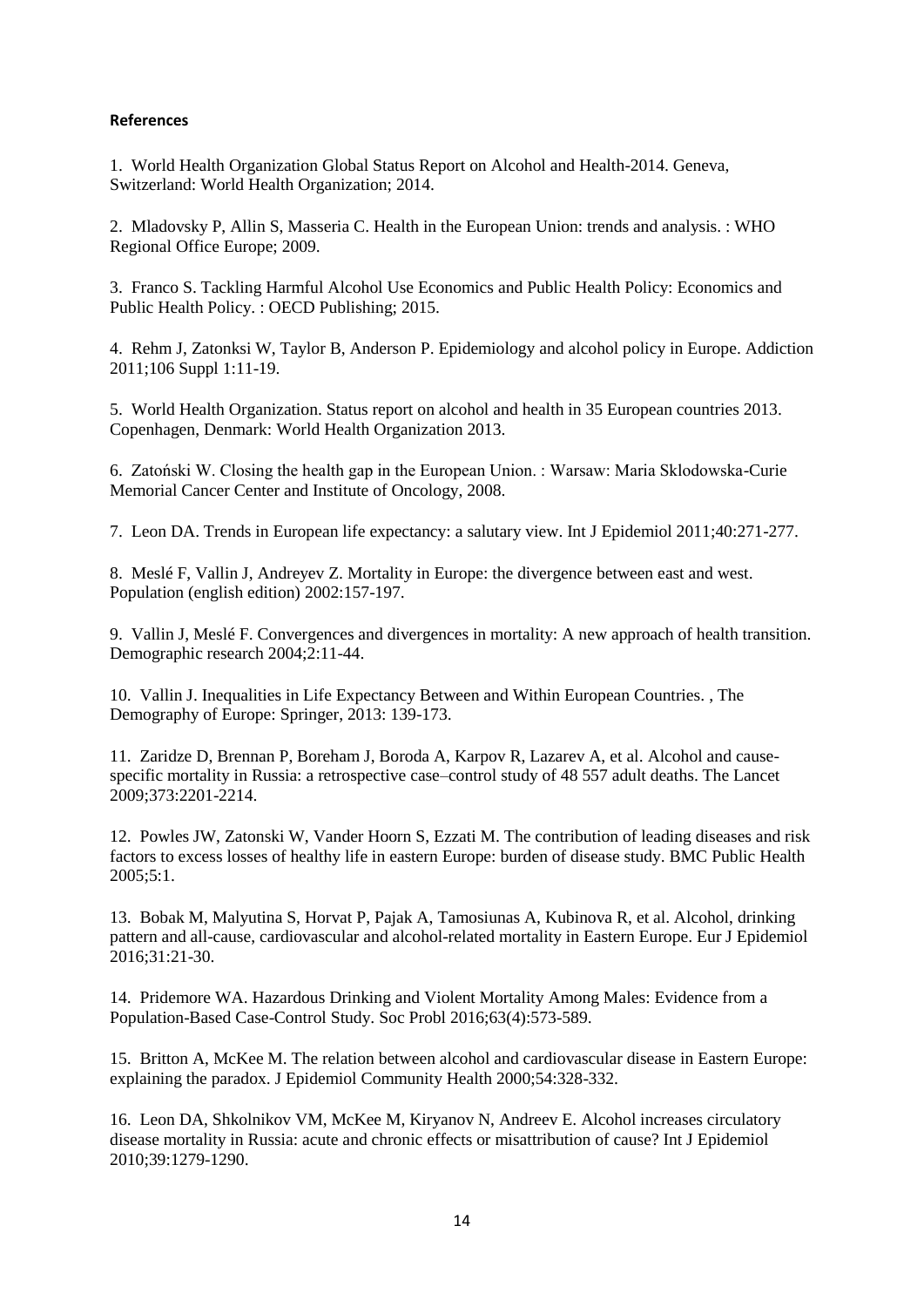**References**

1. World Health Organization Global Status Report on Alcohol and Health-2014. Geneva, Switzerland: World Health Organization; 2014.

2. Mladovsky P, Allin S, Masseria C. Health in the European Union: trends and analysis. : WHO Regional Office Europe; 2009.

3. Franco S. Tackling Harmful Alcohol Use Economics and Public Health Policy: Economics and Public Health Policy. : OECD Publishing; 2015.

4. Rehm J, Zatonksi W, Taylor B, Anderson P. Epidemiology and alcohol policy in Europe. Addiction 2011;106 Suppl 1:11-19.

5. World Health Organization. Status report on alcohol and health in 35 European countries 2013. Copenhagen, Denmark: World Health Organization 2013.

6. Zatoński W. Closing the health gap in the European Union. : Warsaw: Maria Sklodowska-Curie Memorial Cancer Center and Institute of Oncology, 2008.

7. Leon DA. Trends in European life expectancy: a salutary view. Int J Epidemiol 2011;40:271-277.

8. Meslé F, Vallin J, Andreyev Z. Mortality in Europe: the divergence between east and west. Population (english edition) 2002:157-197.

9. Vallin J, Meslé F. Convergences and divergences in mortality: A new approach of health transition. Demographic research 2004;2:11-44.

10. Vallin J. Inequalities in Life Expectancy Between and Within European Countries. , The Demography of Europe: Springer, 2013: 139-173.

11. Zaridze D, Brennan P, Boreham J, Boroda A, Karpov R, Lazarev A, et al. Alcohol and cause-specific mortality in Russia: a retrospective case–control study of 48 557 adult deaths. The Lancet 2009;373:2201-2214.

12. Powles JW, Zatonski W, Vander Hoorn S, Ezzati M. The contribution of leading diseases and risk factors to excess losses of healthy life in eastern Europe: burden of disease study. BMC Public Health 2005;5:1.

13. Bobak M, Malyutina S, Horvat P, Pajak A, Tamosiunas A, Kubinova R, et al. Alcohol, drinking pattern and all-cause, cardiovascular and alcohol-related mortality in Eastern Europe. Eur J Epidemiol 2016;31:21-30.

14. Pridemore WA. Hazardous Drinking and Violent Mortality Among Males: Evidence from a Population-Based Case-Control Study. Soc Probl 2016;63(4):573-589.

15. Britton A, McKee M. The relation between alcohol and cardiovascular disease in Eastern Europe: explaining the paradox. J Epidemiol Community Health 2000;54:328-332.

16. Leon DA, Shkolnikov VM, McKee M, Kiryanov N, Andreev E. Alcohol increases circulatory disease mortality in Russia: acute and chronic effects or misattribution of cause? Int J Epidemiol 2010;39:1279-1290.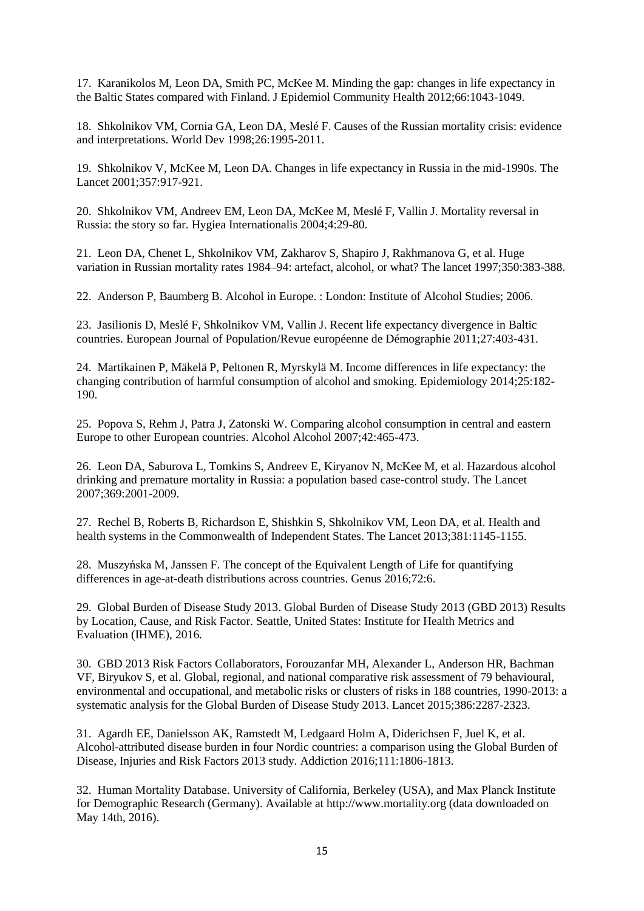17. Karanikolos M, Leon DA, Smith PC, McKee M. Minding the gap: changes in life expectancy in the Baltic States compared with Finland. J Epidemiol Community Health 2012;66:1043-1049.

18. Shkolnikov VM, Cornia GA, Leon DA, Meslé F. Causes of the Russian mortality crisis: evidence and interpretations. World Dev 1998;26:1995-2011.

19. Shkolnikov V, McKee M, Leon DA. Changes in life expectancy in Russia in the mid-1990s. The Lancet 2001;357:917-921.

20. Shkolnikov VM, Andreev EM, Leon DA, McKee M, Meslé F, Vallin J. Mortality reversal in Russia: the story so far. Hygiea Internationalis 2004;4:29-80.

21. Leon DA, Chenet L, Shkolnikov VM, Zakharov S, Shapiro J, Rakhmanova G, et al. Huge variation in Russian mortality rates 1984–94: artefact, alcohol, or what? The lancet 1997;350:383-388.

22. Anderson P, Baumberg B. Alcohol in Europe. : London: Institute of Alcohol Studies; 2006.

23. Jasilionis D, Meslé F, Shkolnikov VM, Vallin J. Recent life expectancy divergence in Baltic countries. European Journal of Population/Revue européenne de Démographie 2011;27:403-431.

24. Martikainen P, Mäkelä P, Peltonen R, Myrskylä M. Income differences in life expectancy: the changing contribution of harmful consumption of alcohol and smoking. Epidemiology 2014;25:182-190.

25. Popova S, Rehm J, Patra J, Zatonski W. Comparing alcohol consumption in central and eastern Europe to other European countries. Alcohol Alcohol 2007;42:465-473.

26. Leon DA, Saburova L, Tomkins S, Andreev E, Kiryanov N, McKee M, et al. Hazardous alcohol drinking and premature mortality in Russia: a population based case-control study. The Lancet 2007;369:2001-2009.

27. Rechel B, Roberts B, Richardson E, Shishkin S, Shkolnikov VM, Leon DA, et al. Health and health systems in the Commonwealth of Independent States. The Lancet 2013;381:1145-1155.

28. Muszyńska M, Janssen F. The concept of the Equivalent Length of Life for quantifying differences in age-at-death distributions across countries. Genus 2016;72:6.

29. Global Burden of Disease Study 2013. Global Burden of Disease Study 2013 (GBD 2013) Results by Location, Cause, and Risk Factor. Seattle, United States: Institute for Health Metrics and Evaluation (IHME), 2016.

30. GBD 2013 Risk Factors Collaborators, Forouzanfar MH, Alexander L, Anderson HR, Bachman VF, Biryukov S, et al. Global, regional, and national comparative risk assessment of 79 behavioural, environmental and occupational, and metabolic risks or clusters of risks in 188 countries, 1990-2013: a systematic analysis for the Global Burden of Disease Study 2013. Lancet 2015;386:2287-2323.

31. Agardh EE, Danielsson AK, Ramstedt M, Ledgaard Holm A, Diderichsen F, Juel K, et al. Alcohol-attributed disease burden in four Nordic countries: a comparison using the Global Burden of Disease, Injuries and Risk Factors 2013 study. Addiction 2016;111:1806-1813.

32. Human Mortality Database. University of California, Berkeley (USA), and Max Planck Institute for Demographic Research (Germany). Available at http://www.mortality.org (data downloaded on May 14th, 2016).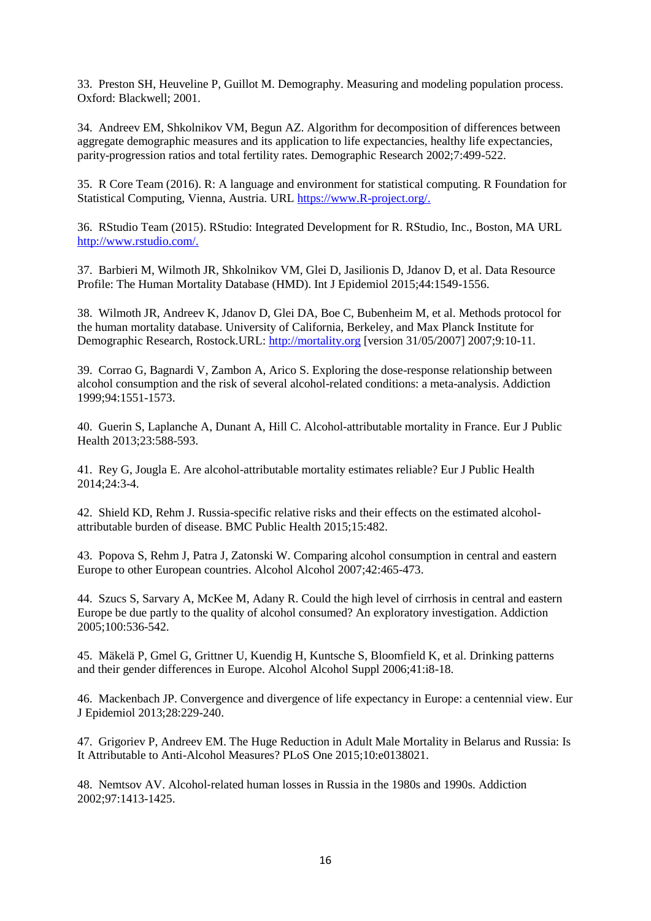33. Preston SH, Heuveline P, Guillot M. Demography. Measuring and modeling population process. Oxford: Blackwell; 2001.

34. Andreev EM, Shkolnikov VM, Begun AZ. Algorithm for decomposition of differences between aggregate demographic measures and its application to life expectancies, healthy life expectancies, parity-progression ratios and total fertility rates. Demographic Research 2002;7:499-522.

35. R Core Team (2016). R: A language and environment for statistical computing. R Foundation for Statistical Computing, Vienna, Austria. URL https://www.R-project.org/.

36. RStudio Team (2015). RStudio: Integrated Development for R. RStudio, Inc., Boston, MA URL http://www.rstudio.com/.

37. Barbieri M, Wilmoth JR, Shkolnikov VM, Glei D, Jasilionis D, Jdanov D, et al. Data Resource Profile: The Human Mortality Database (HMD). Int J Epidemiol 2015;44:1549-1556.

38. Wilmoth JR, Andreev K, Jdanov D, Glei DA, Boe C, Bubenheim M, et al. Methods protocol for the human mortality database. University of California, Berkeley, and Max Planck Institute for Demographic Research, Rostock.URL: http://mortality.org [version 31/05/2007] 2007;9:10-11.

39. Corrao G, Bagnardi V, Zambon A, Arico S. Exploring the dose-response relationship between alcohol consumption and the risk of several alcohol-related conditions: a meta-analysis. Addiction 1999;94:1551-1573.

40. Guerin S, Laplanche A, Dunant A, Hill C. Alcohol-attributable mortality in France. Eur J Public Health 2013;23:588-593.

41. Rey G, Jougla E. Are alcohol-attributable mortality estimates reliable? Eur J Public Health 2014;24:3-4.

42. Shield KD, Rehm J. Russia-specific relative risks and their effects on the estimated alcohol-attributable burden of disease. BMC Public Health 2015;15:482.

43. Popova S, Rehm J, Patra J, Zatonski W. Comparing alcohol consumption in central and eastern Europe to other European countries. Alcohol Alcohol 2007;42:465-473.

44. Szucs S, Sarvary A, McKee M, Adany R. Could the high level of cirrhosis in central and eastern Europe be due partly to the quality of alcohol consumed? An exploratory investigation. Addiction 2005;100:536-542.

45. Mäkelä P, Gmel G, Grittner U, Kuendig H, Kuntsche S, Bloomfield K, et al. Drinking patterns and their gender differences in Europe. Alcohol Alcohol Suppl 2006;41:i8-18.

46. Mackenbach JP. Convergence and divergence of life expectancy in Europe: a centennial view. Eur J Epidemiol 2013;28:229-240.

47. Grigoriev P, Andreev EM. The Huge Reduction in Adult Male Mortality in Belarus and Russia: Is It Attributable to Anti-Alcohol Measures? PLoS One 2015;10:e0138021.

48. Nemtsov AV. Alcohol-related human losses in Russia in the 1980s and 1990s. Addiction 2002;97:1413-1425.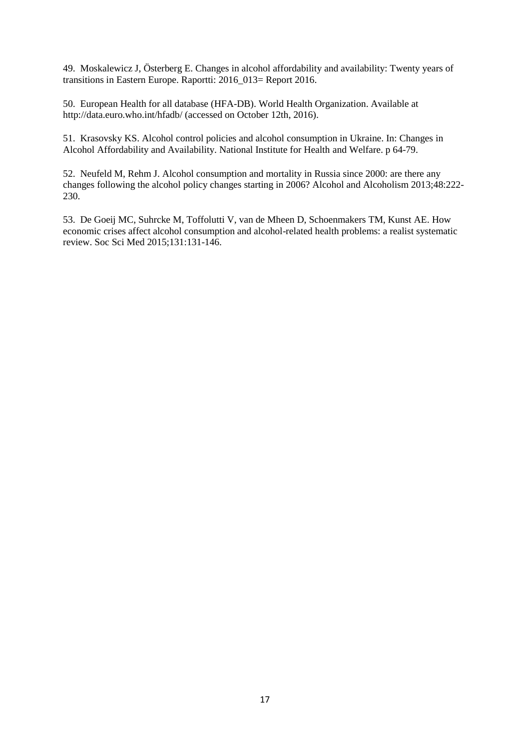49. Moskalewicz J, Österberg E. Changes in alcohol affordability and availability: Twenty years of transitions in Eastern Europe. Raportti: 2016_013= Report 2016.

50. European Health for all database (HFA-DB). World Health Organization. Available at http://data.euro.who.int/hfadb/ (accessed on October 12th, 2016).

51. Krasovsky KS. Alcohol control policies and alcohol consumption in Ukraine. In: Changes in Alcohol Affordability and Availability. National Institute for Health and Welfare. p 64-79.

52. Neufeld M, Rehm J. Alcohol consumption and mortality in Russia since 2000: are there any changes following the alcohol policy changes starting in 2006? Alcohol and Alcoholism 2013;48:222-230.

53. De Goeij MC, Suhrcke M, Toffolutti V, van de Mheen D, Schoenmakers TM, Kunst AE. How economic crises affect alcohol consumption and alcohol-related health problems: a realist systematic review. Soc Sci Med 2015;131:131-146.